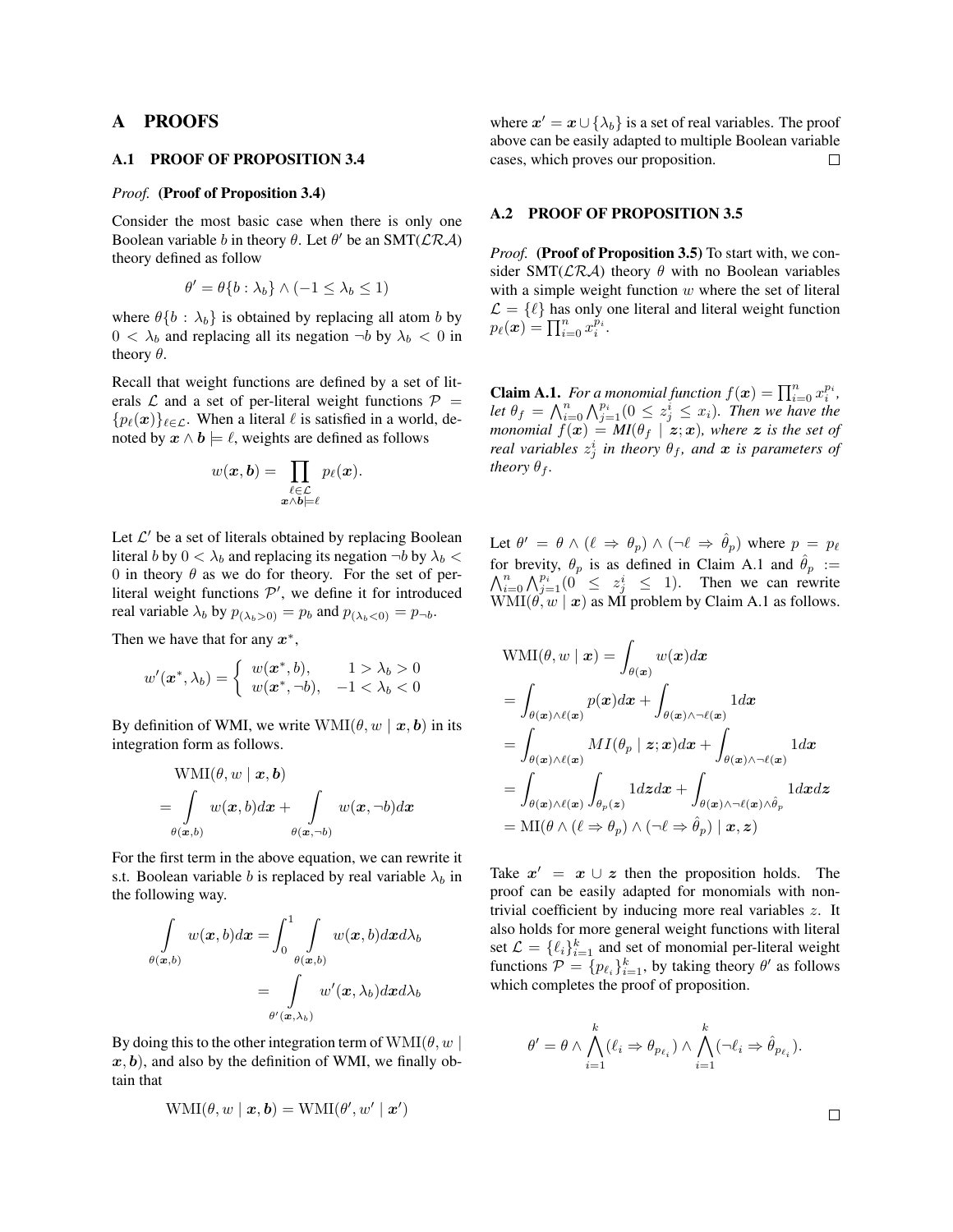# A PROOFS

## A.1 PROOF OF PROPOSITION 3.4

*Proof.* **(Proof of Proposition 3.4)**

Consider the most basic case when there is only one Boolean variable $b$ in theory $\theta$. Let $\theta'$ be an SMT($\mathcal{LRA}$) theory defined as follow

$$\theta' = \theta\{b : \lambda_b\} \wedge (-1 \leq \lambda_b \leq 1)$$

where $\theta\{b : \lambda_b\}$ is obtained by replacing all atom $b$ by $0 < \lambda_b$ and replacing all its negation $\neg b$ by $\lambda_b < 0$ in theory $\theta$.

Recall that weight functions are defined by a set of literals $\mathcal{L}$ and a set of per-literal weight functions $\mathcal{P} = \{p_\ell(\boldsymbol{x})\}_{\ell \in \mathcal{L}}$. When a literal $\ell$ is satisfied in a world, denoted by $\boldsymbol{x} \wedge \boldsymbol{b} \models \ell$, weights are defined as follows

$$w(\boldsymbol{x}, \boldsymbol{b}) = \prod_{\substack{\ell \in \mathcal{L} \\ \boldsymbol{x} \wedge \boldsymbol{b} \models \ell}} p_\ell(\boldsymbol{x}).$$

Let $\mathcal{L}'$ be a set of literals obtained by replacing Boolean literal $b$ by $0 < \lambda_b$ and replacing its negation $\neg b$ by $\lambda_b < 0$ in theory $\theta$ as we do for theory. For the set of per-literal weight functions $\mathcal{P}'$, we define it for introduced real variable $\lambda_b$ by $p_{(\lambda_b > 0)} = p_b$ and $p_{(\lambda_b < 0)} = p_{\neg b}$.

Then we have that for any $\boldsymbol{x}^*$,

$$w'(\boldsymbol{x}^*, \lambda_b) = \begin{cases} w(\boldsymbol{x}^*, b), & 1 > \lambda_b > 0 \\ w(\boldsymbol{x}^*, \neg b), & -1 < \lambda_b < 0 \end{cases}$$

By definition of WMI, we write $\mathrm{WMI}(\theta, w \mid \boldsymbol{x}, \boldsymbol{b})$ in its integration form as follows.

$$\begin{aligned} &\mathrm{WMI}(\theta, w \mid \boldsymbol{x}, \boldsymbol{b}) \\ =& \int_{\theta(\boldsymbol{x}, b)} w(\boldsymbol{x}, b) d\boldsymbol{x} + \int_{\theta(\boldsymbol{x}, \neg b)} w(\boldsymbol{x}, \neg b) d\boldsymbol{x} \end{aligned}$$

For the first term in the above equation, we can rewrite it s.t. Boolean variable $b$ is replaced by real variable $\lambda_b$ in the following way.

$$\begin{aligned} \int_{\theta(\boldsymbol{x}, b)} w(\boldsymbol{x}, b) d\boldsymbol{x} &= \int_0^1 \int_{\theta(\boldsymbol{x}, b)} w(\boldsymbol{x}, b) d\boldsymbol{x} d\lambda_b \\ &= \int_{\theta'(\boldsymbol{x}, \lambda_b)} w'(\boldsymbol{x}, \lambda_b) d\boldsymbol{x} d\lambda_b \end{aligned}$$

By doing this to the other integration term of $\mathrm{WMI}(\theta, w \mid \boldsymbol{x}, \boldsymbol{b})$, and also by the definition of WMI, we finally obtain that

$$\mathrm{WMI}(\theta, w \mid \boldsymbol{x}, \boldsymbol{b}) = \mathrm{WMI}(\theta', w' \mid \boldsymbol{x}')$$

where $\boldsymbol{x}' = \boldsymbol{x} \cup \{\lambda_b\}$ is a set of real variables. The proof above can be easily adapted to multiple Boolean variable cases, which proves our proposition. $\square$

## A.2 PROOF OF PROPOSITION 3.5

*Proof.* **(Proof of Proposition 3.5)** To start with, we consider SMT($\mathcal{LRA}$) theory $\theta$ with no Boolean variables with a simple weight function $w$ where the set of literal $\mathcal{L} = \{\ell\}$ has only one literal and literal weight function $p_\ell(\boldsymbol{x}) = \prod_{i=0}^n x_i^{p_i}$.

**Claim A.1.** *For a monomial function $f(\boldsymbol{x}) = \prod_{i=0}^n x_i^{p_i}$, let $\theta_f = \bigwedge_{i=0}^n \bigwedge_{j=1}^{p_i} (0 \leq z_j^i \leq x_i)$. Then we have the monomial $f(\boldsymbol{x}) = MI(\theta_f \mid \boldsymbol{z}; \boldsymbol{x})$, where $\boldsymbol{z}$ is the set of real variables $z_j^i$ in theory $\theta_f$, and $\boldsymbol{x}$ is parameters of theory $\theta_f$.*

Let $\theta' = \theta \wedge (\ell \Rightarrow \theta_p) \wedge (\neg \ell \Rightarrow \hat{\theta}_p)$ where $p = p_\ell$ for brevity, $\theta_p$ is as defined in Claim A.1 and $\hat{\theta}_p := \bigwedge_{i=0}^n \bigwedge_{j=1}^{p_i} (0 \leq z_j^i \leq 1)$. Then we can rewrite $\mathrm{WMI}(\theta, w \mid \boldsymbol{x})$ as MI problem by Claim A.1 as follows.

$$\begin{aligned} &\mathrm{WMI}(\theta, w \mid \boldsymbol{x}) = \int_{\theta(\boldsymbol{x})} w(\boldsymbol{x}) d\boldsymbol{x} \\ &= \int_{\theta(\boldsymbol{x}) \wedge \ell(\boldsymbol{x})} p(\boldsymbol{x}) d\boldsymbol{x} + \int_{\theta(\boldsymbol{x}) \wedge \neg \ell(\boldsymbol{x})} 1 d\boldsymbol{x} \\ &= \int_{\theta(\boldsymbol{x}) \wedge \ell(\boldsymbol{x})} MI(\theta_p \mid \boldsymbol{z}; \boldsymbol{x}) d\boldsymbol{x} + \int_{\theta(\boldsymbol{x}) \wedge \neg \ell(\boldsymbol{x})} 1 d\boldsymbol{x} \\ &= \int_{\theta(\boldsymbol{x}) \wedge \ell(\boldsymbol{x})} \int_{\theta_p(\boldsymbol{z})} 1 d\boldsymbol{z} d\boldsymbol{x} + \int_{\theta(\boldsymbol{x}) \wedge \neg \ell(\boldsymbol{x}) \wedge \hat{\theta}_p} 1 d\boldsymbol{x} d\boldsymbol{z} \\ &= \mathrm{MI}(\theta \wedge (\ell \Rightarrow \theta_p) \wedge (\neg \ell \Rightarrow \hat{\theta}_p) \mid \boldsymbol{x}, \boldsymbol{z}) \end{aligned}$$

Take $\boldsymbol{x}' = \boldsymbol{x} \cup \boldsymbol{z}$ then the proposition holds. The proof can be easily adapted for monomials with non-trivial coefficient by inducing more real variables $z$. It also holds for more general weight functions with literal set $\mathcal{L} = \{\ell_i\}_{i=1}^k$ and set of monomial per-literal weight functions $\mathcal{P} = \{p_{\ell_i}\}_{i=1}^k$, by taking theory $\theta'$ as follows which completes the proof of proposition.

$$\theta' = \theta \wedge \bigwedge_{i=1}^k (\ell_i \Rightarrow \theta_{p_{\ell_i}}) \wedge \bigwedge_{i=1}^k (\neg \ell_i \Rightarrow \hat{\theta}_{p_{\ell_i}}).$$

$\square$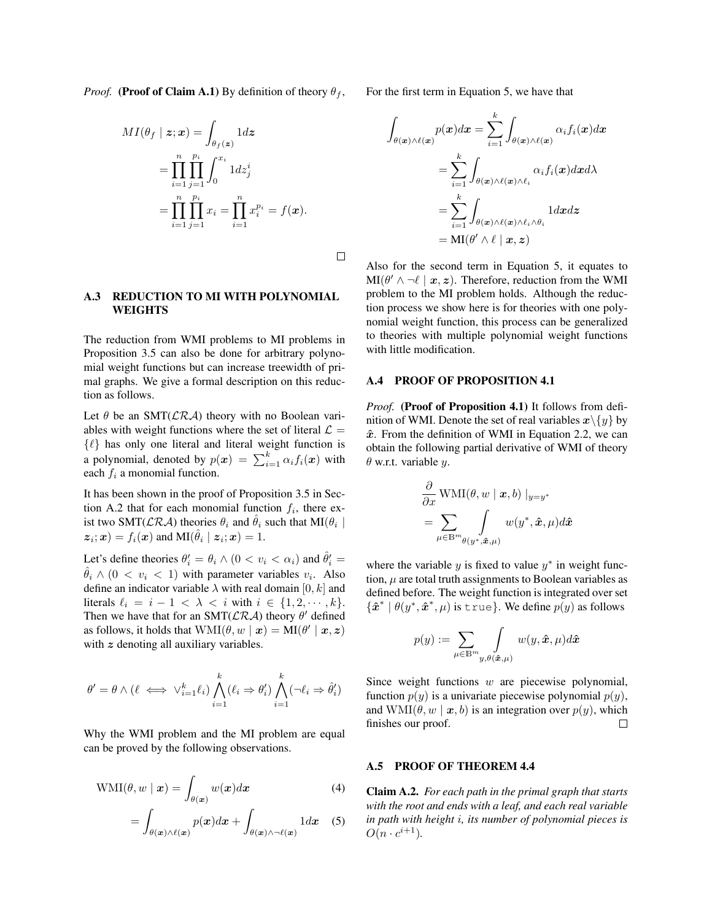*Proof.* **(Proof of Claim A.1)** By definition of theory $\theta_f$,

$$
\begin{aligned}
MI(\theta_f \mid \boldsymbol{z}; \boldsymbol{x}) &= \int_{\theta_f(\boldsymbol{z})} 1 d\boldsymbol{z} \\
&= \prod_{i=1}^{n} \prod_{j=1}^{p_i} \int_0^{x_i} 1 dz_j^i \\
&= \prod_{i=1}^{n} \prod_{j=1}^{p_i} x_i = \prod_{i=1}^{n} x_i^{p_i} = f(\boldsymbol{x}).
\end{aligned}
$$

□

### A.3 REDUCTION TO MI WITH POLYNOMIAL WEIGHTS

The reduction from WMI problems to MI problems in Proposition 3.5 can also be done for arbitrary polynomial weight functions but can increase treewidth of primal graphs. We give a formal description on this reduction as follows.

Let $\theta$ be an SMT($\mathcal{LRA}$) theory with no Boolean variables with weight functions where the set of literal $\mathcal{L} = \{\ell\}$ has only one literal and literal weight function is a polynomial, denoted by $p(\boldsymbol{x}) = \sum_{i=1}^{k} \alpha_i f_i(\boldsymbol{x})$ with each $f_i$ a monomial function.

It has been shown in the proof of Proposition 3.5 in Section A.2 that for each monomial function $f_i$, there exist two SMT($\mathcal{LRA}$) theories $\theta_i$ and $\hat{\theta}_i$ such that $\text{MI}(\theta_i \mid \boldsymbol{z}_i; \boldsymbol{x}) = f_i(\boldsymbol{x})$ and $\text{MI}(\hat{\theta}_i \mid \boldsymbol{z}_i; \boldsymbol{x}) = 1$.

Let's define theories $\theta_i' = \theta_i \wedge (0 < v_i < \alpha_i)$ and $\hat{\theta}_i' = \hat{\theta}_i \wedge (0 < v_i < 1)$ with parameter variables $v_i$. Also define an indicator variable $\lambda$ with real domain $[0, k]$ and literals $\ell_i = i - 1 < \lambda < i$ with $i \in \{1, 2, \cdots, k\}$. Then we have that for an SMT($\mathcal{LRA}$) theory $\theta'$ defined as follows, it holds that $\text{WMI}(\theta, w \mid \boldsymbol{x}) = \text{MI}(\theta' \mid \boldsymbol{x}, \boldsymbol{z})$ with $\boldsymbol{z}$ denoting all auxiliary variables.

$$
\theta' = \theta \wedge (\ell \iff \vee_{i=1}^{k} \ell_i) \bigwedge_{i=1}^{k} (\ell_i \Rightarrow \theta_i') \bigwedge_{i=1}^{k} (\neg \ell_i \Rightarrow \hat{\theta}_i')
$$

Why the WMI problem and the MI problem are equal can be proved by the following observations.

$$
\begin{aligned}
\text{WMI}(\theta, w \mid \boldsymbol{x}) &= \int_{\theta(\boldsymbol{x})} w(\boldsymbol{x}) d\boldsymbol{x} &(4)\\
&= \int_{\theta(\boldsymbol{x}) \wedge \ell(\boldsymbol{x})} p(\boldsymbol{x}) d\boldsymbol{x} + \int_{\theta(\boldsymbol{x}) \wedge \neg \ell(\boldsymbol{x})} 1 d\boldsymbol{x} &(5)
\end{aligned}
$$

For the first term in Equation 5, we have that

$$
\begin{aligned}
\int_{\theta(\boldsymbol{x}) \wedge \ell(\boldsymbol{x})} p(\boldsymbol{x}) d\boldsymbol{x} &= \sum_{i=1}^{k} \int_{\theta(\boldsymbol{x}) \wedge \ell(\boldsymbol{x})} \alpha_i f_i(\boldsymbol{x}) d\boldsymbol{x} \\
&= \sum_{i=1}^{k} \int_{\theta(\boldsymbol{x}) \wedge \ell(\boldsymbol{x}) \wedge \ell_i} \alpha_i f_i(\boldsymbol{x}) d\boldsymbol{x} d\lambda \\
&= \sum_{i=1}^{k} \int_{\theta(\boldsymbol{x}) \wedge \ell(\boldsymbol{x}) \wedge \ell_i \wedge \theta_i} 1 d\boldsymbol{x} d\boldsymbol{z} \\
&= \text{MI}(\theta' \wedge \ell \mid \boldsymbol{x}, \boldsymbol{z})
\end{aligned}
$$

Also for the second term in Equation 5, it equates to $\text{MI}(\theta' \wedge \neg \ell \mid \boldsymbol{x}, \boldsymbol{z})$. Therefore, reduction from the WMI problem to the MI problem holds. Although the reduction process we show here is for theories with one polynomial weight function, this process can be generalized to theories with multiple polynomial weight functions with little modification.

### A.4 PROOF OF PROPOSITION 4.1

*Proof.* **(Proof of Proposition 4.1)** It follows from definition of WMI. Denote the set of real variables $\boldsymbol{x} \backslash \{y\}$ by $\hat{\boldsymbol{x}}$. From the definition of WMI in Equation 2.2, we can obtain the following partial derivative of WMI of theory $\theta$ w.r.t. variable $y$.

$$
\begin{aligned}
&\frac{\partial}{\partial x} \text{WMI}(\theta, w \mid \boldsymbol{x}, b) \mid_{y=y^*} \\
&= \sum_{\mu \in \mathbb{B}^m} \int_{\theta(y^*, \hat{\boldsymbol{x}}, \mu)} w(y^*, \hat{\boldsymbol{x}}, \mu) d\hat{\boldsymbol{x}}
\end{aligned}
$$

where the variable $y$ is fixed to value $y^*$ in weight function, $\mu$ are total truth assignments to Boolean variables as defined before. The weight function is integrated over set $\{\hat{\boldsymbol{x}}^* \mid \theta(y^*, \hat{\boldsymbol{x}}^*, \mu) \text{ is } \texttt{true}\}$. We define $p(y)$ as follows

$$
p(y) := \sum_{\mu \in \mathbb{B}^m} \int_{y, \theta(\hat{\boldsymbol{x}}, \mu)} w(y, \hat{\boldsymbol{x}}, \mu) d\hat{\boldsymbol{x}}
$$

Since weight functions $w$ are piecewise polynomial, function $p(y)$ is a univariate piecewise polynomial $p(y)$, and $\text{WMI}(\theta, w \mid \boldsymbol{x}, b)$ is an integration over $p(y)$, which finishes our proof. □

### A.5 PROOF OF THEOREM 4.4

**Claim A.2.** *For each path in the primal graph that starts with the root and ends with a leaf, and each real variable in path with height $i$, its number of polynomial pieces is $O(n \cdot c^{i+1})$.*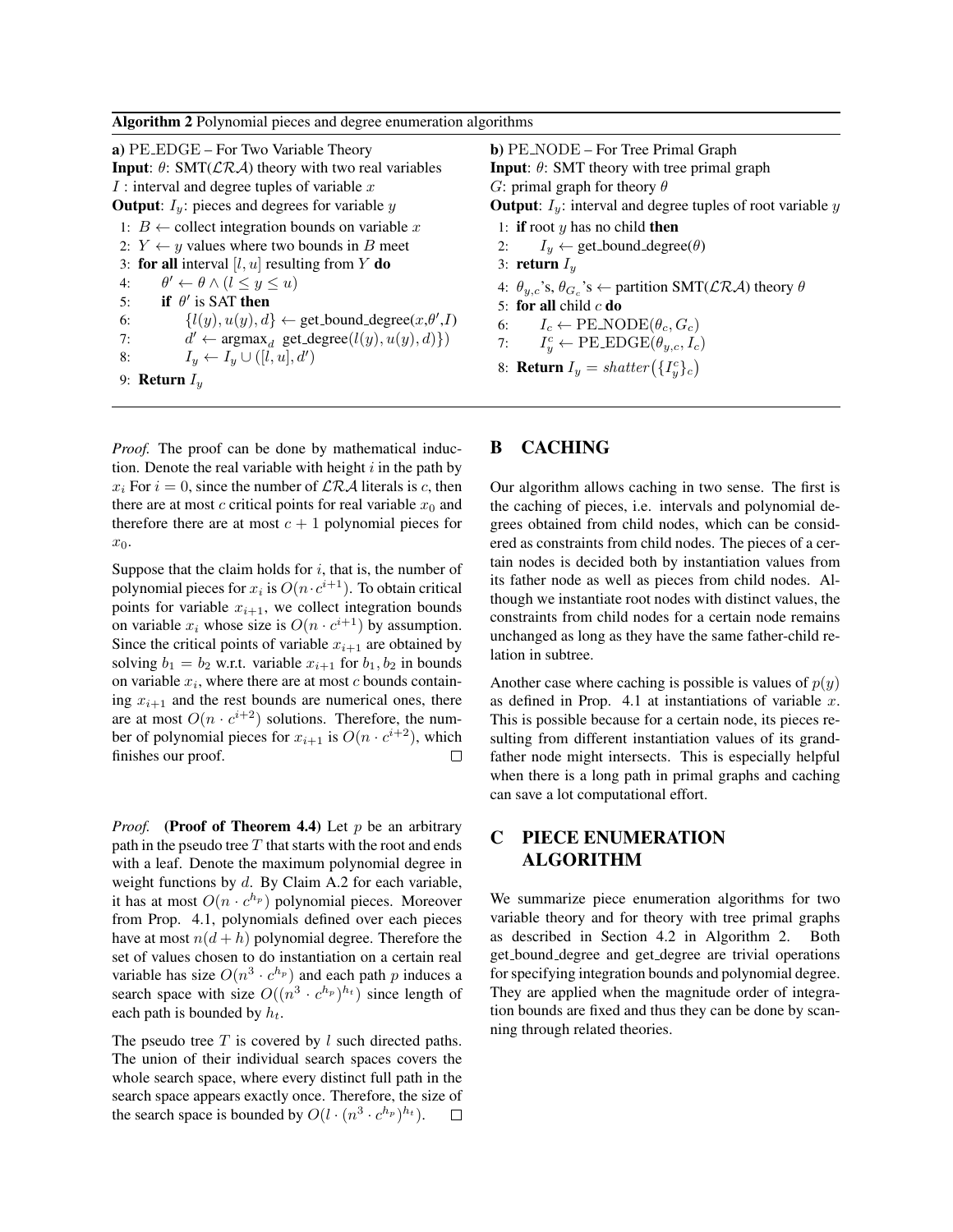**Algorithm 2** Polynomial pieces and degree enumeration algorithms

**a)** PE_EDGE – For Two Variable Theory

**Input**: $\theta$: SMT($\mathcal{LRA}$) theory with two real variables

$I$ : interval and degree tuples of variable $x$

**Output**: $I_y$: pieces and degrees for variable $y$

```
1: B ← collect integration bounds on variable x
2: Y ← y values where two bounds in B meet
3: for all interval [l, u] resulting from Y do
4:     θ' ← θ ∧ (l ≤ y ≤ u)
5:     if θ' is SAT then
6:         {l(y), u(y), d} ← get_bound_degree(x,θ',I)
7:         d' ← argmax_d get_degree(l(y), u(y), d)})
8:         I_y ← I_y ∪ ([l, u], d')
9: Return I_y
```

**b)** PE_NODE – For Tree Primal Graph

**Input**: $\theta$: SMT theory with tree primal graph

$G$: primal graph for theory $\theta$

**Output**: $I_y$: interval and degree tuples of root variable $y$

```
1: if root y has no child then
2:     I_y ← get_bound_degree(θ)
3: return I_y
4: θ_{y,c}'s, θ_{G_c}'s ← partition SMT(LRA) theory θ
5: for all child c do
6:     I_c ← PE_NODE(θ_c, G_c)
7:     I_y^c ← PE_EDGE(θ_{y,c}, I_c)
8: Return I_y = shatter({I_y^c}_c)
```

*Proof.* The proof can be done by mathematical induction. Denote the real variable with height $i$ in the path by $x_i$ For $i = 0$, since the number of $\mathcal{LRA}$ literals is $c$, then there are at most $c$ critical points for real variable $x_0$ and therefore there are at most $c + 1$ polynomial pieces for $x_0$.

Suppose that the claim holds for $i$, that is, the number of polynomial pieces for $x_i$ is $O(n \cdot c^{i+1})$. To obtain critical points for variable $x_{i+1}$, we collect integration bounds on variable $x_i$ whose size is $O(n \cdot c^{i+1})$ by assumption. Since the critical points of variable $x_{i+1}$ are obtained by solving $b_1 = b_2$ w.r.t. variable $x_{i+1}$ for $b_1, b_2$ in bounds on variable $x_i$, where there are at most $c$ bounds containing $x_{i+1}$ and the rest bounds are numerical ones, there are at most $O(n \cdot c^{i+2})$ solutions. Therefore, the number of polynomial pieces for $x_{i+1}$ is $O(n \cdot c^{i+2})$, which finishes our proof. □

*Proof.* **(Proof of Theorem 4.4)** Let $p$ be an arbitrary path in the pseudo tree $T$ that starts with the root and ends with a leaf. Denote the maximum polynomial degree in weight functions by $d$. By Claim A.2 for each variable, it has at most $O(n \cdot c^{h_p})$ polynomial pieces. Moreover from Prop. 4.1, polynomials defined over each pieces have at most $n(d + h)$ polynomial degree. Therefore the set of values chosen to do instantiation on a certain real variable has size $O(n^3 \cdot c^{h_p})$ and each path $p$ induces a search space with size $O((n^3 \cdot c^{h_p})^{h_t})$ since length of each path is bounded by $h_t$.

The pseudo tree $T$ is covered by $l$ such directed paths. The union of their individual search spaces covers the whole search space, where every distinct full path in the search space appears exactly once. Therefore, the size of the search space is bounded by $O(l \cdot (n^3 \cdot c^{h_p})^{h_t})$. □

# B CACHING

Our algorithm allows caching in two sense. The first is the caching of pieces, i.e. intervals and polynomial degrees obtained from child nodes, which can be considered as constraints from child nodes. The pieces of a certain nodes is decided both by instantiation values from its father node as well as pieces from child nodes. Although we instantiate root nodes with distinct values, the constraints from child nodes for a certain node remains unchanged as long as they have the same father-child relation in subtree.

Another case where caching is possible is values of $p(y)$ as defined in Prop. 4.1 at instantiations of variable $x$. This is possible because for a certain node, its pieces resulting from different instantiation values of its grandfather node might intersects. This is especially helpful when there is a long path in primal graphs and caching can save a lot computational effort.

# C PIECE ENUMERATION ALGORITHM

We summarize piece enumeration algorithms for two variable theory and for theory with tree primal graphs as described in Section 4.2 in Algorithm 2. Both get_bound_degree and get_degree are trivial operations for specifying integration bounds and polynomial degree. They are applied when the magnitude order of integration bounds are fixed and thus they can be done by scanning through related theories.